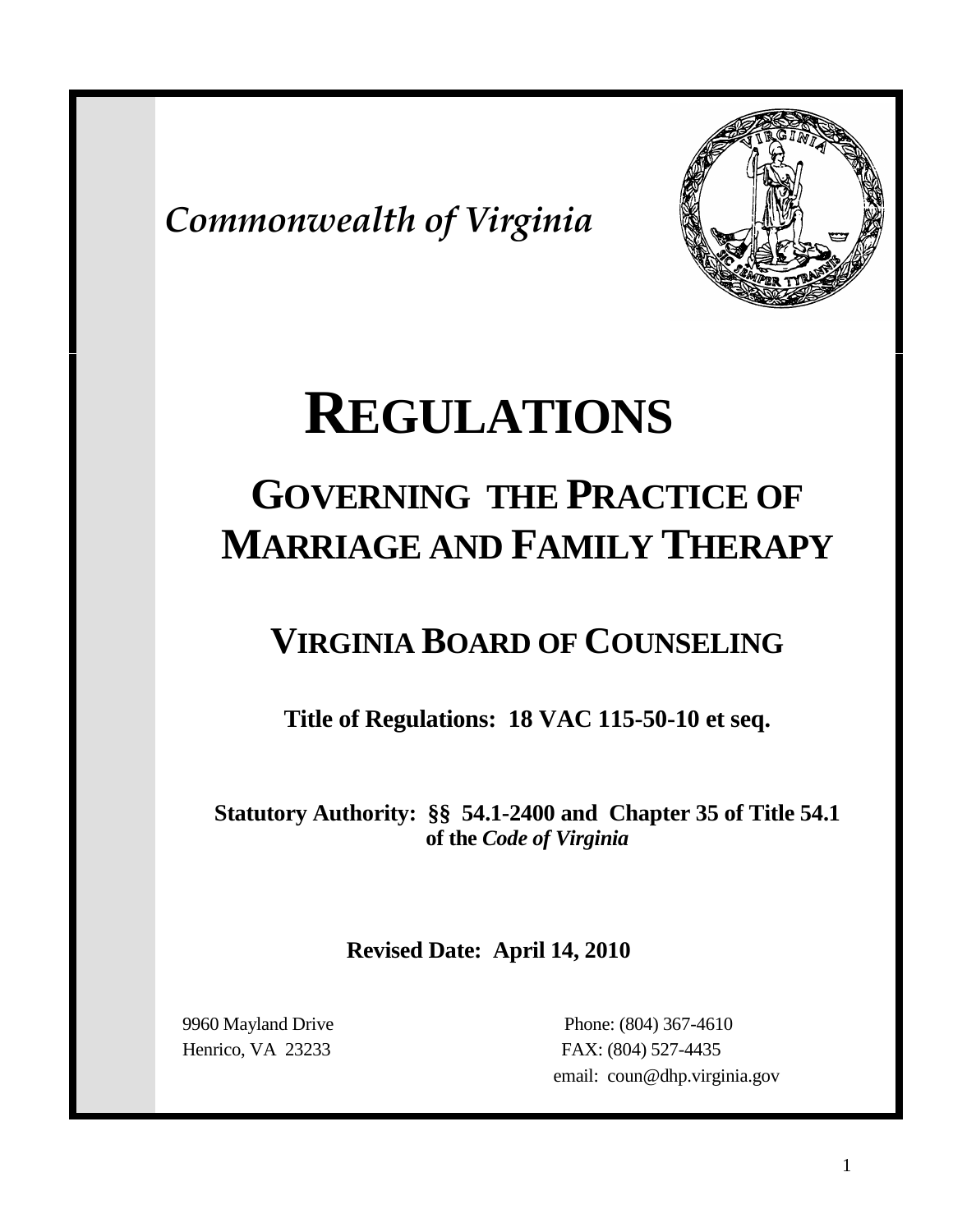*Commonwealth of Virginia*

# REGULATIONS

## GOVERNING THE PRACTICE OF MARRIAGE AND FAMILY THERAPY

## VIRGINIA BOARD OF COUNSELING

**Title of Regulations: 18 VAC 115-50-10 et seq.**

**Statutory Authority: §§ 54.1-2400 and Chapter 35 of Title 54.1 of the *Code of Virginia***

**Revised Date: April 14, 2010**

9960 Mayland Drive
Henrico, VA 23233

Phone: (804) 367-4610
FAX: (804) 527-4435
email: coun@dhp.virginia.gov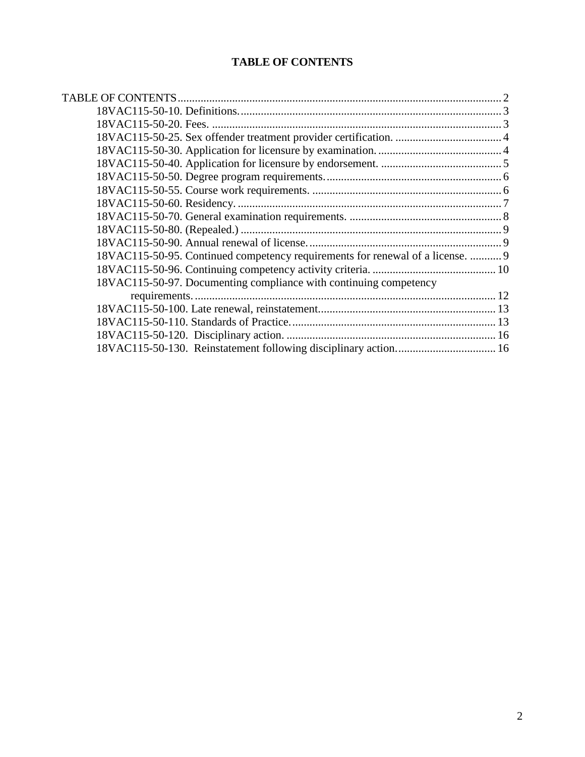# TABLE OF CONTENTS

TABLE OF CONTENTS ... 2

- 18VAC115-50-10. Definitions. ... 3
- 18VAC115-50-20. Fees. ... 3
- 18VAC115-50-25. Sex offender treatment provider certification. ... 4
- 18VAC115-50-30. Application for licensure by examination. ... 4
- 18VAC115-50-40. Application for licensure by endorsement. ... 5
- 18VAC115-50-50. Degree program requirements. ... 6
- 18VAC115-50-55. Course work requirements. ... 6
- 18VAC115-50-60. Residency. ... 7
- 18VAC115-50-70. General examination requirements. ... 8
- 18VAC115-50-80. (Repealed.) ... 9
- 18VAC115-50-90. Annual renewal of license. ... 9
- 18VAC115-50-95. Continued competency requirements for renewal of a license. ... 9
- 18VAC115-50-96. Continuing competency activity criteria. ... 10
- 18VAC115-50-97. Documenting compliance with continuing competency requirements. ... 12
- 18VAC115-50-100. Late renewal, reinstatement. ... 13
- 18VAC115-50-110. Standards of Practice. ... 13
- 18VAC115-50-120. Disciplinary action. ... 16
- 18VAC115-50-130. Reinstatement following disciplinary action. ... 16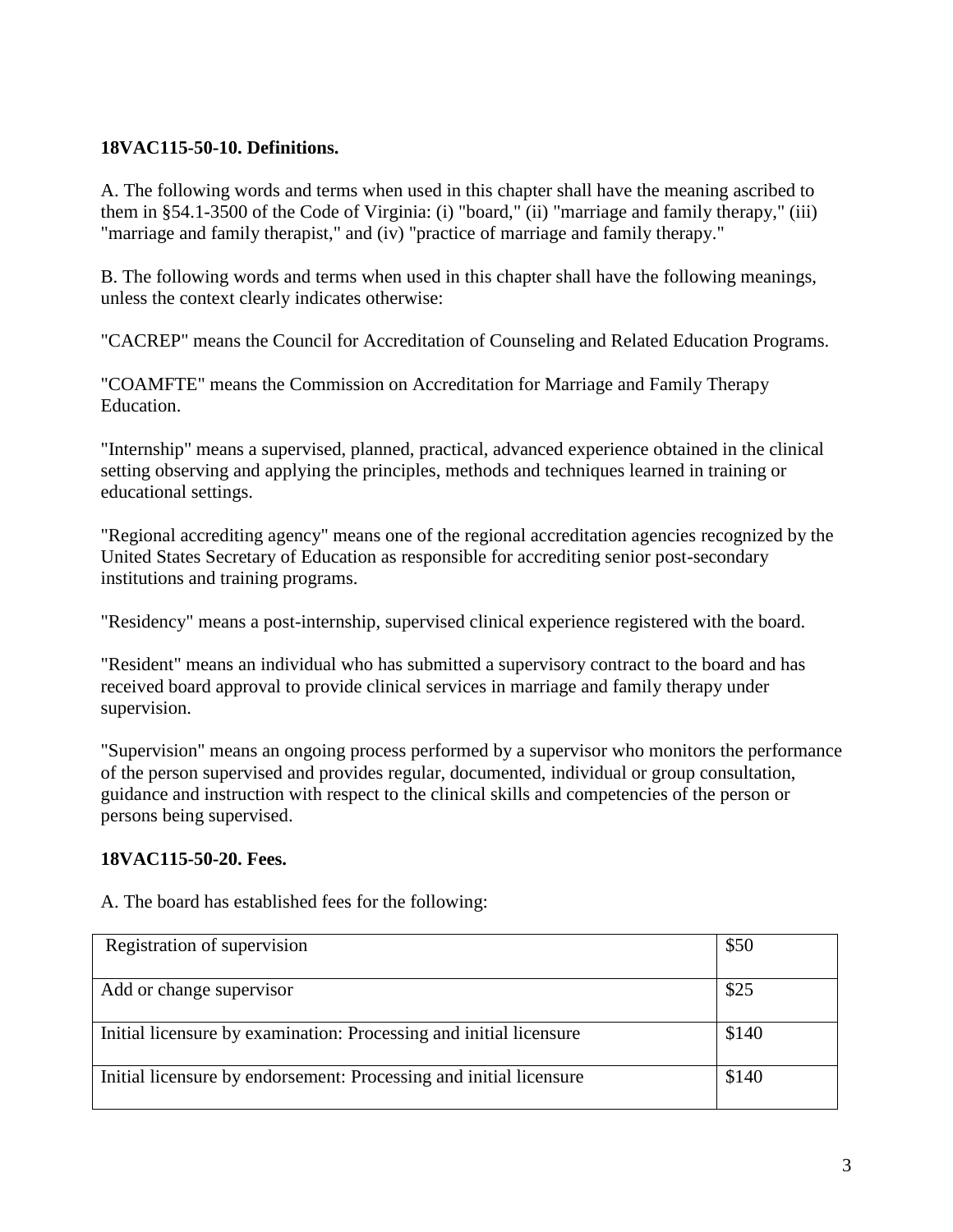**18VAC115-50-10. Definitions.**

A. The following words and terms when used in this chapter shall have the meaning ascribed to them in §54.1-3500 of the Code of Virginia: (i) "board," (ii) "marriage and family therapy," (iii) "marriage and family therapist," and (iv) "practice of marriage and family therapy."

B. The following words and terms when used in this chapter shall have the following meanings, unless the context clearly indicates otherwise:

"CACREP" means the Council for Accreditation of Counseling and Related Education Programs.

"COAMFTE" means the Commission on Accreditation for Marriage and Family Therapy Education.

"Internship" means a supervised, planned, practical, advanced experience obtained in the clinical setting observing and applying the principles, methods and techniques learned in training or educational settings.

"Regional accrediting agency" means one of the regional accreditation agencies recognized by the United States Secretary of Education as responsible for accrediting senior post-secondary institutions and training programs.

"Residency" means a post-internship, supervised clinical experience registered with the board.

"Resident" means an individual who has submitted a supervisory contract to the board and has received board approval to provide clinical services in marriage and family therapy under supervision.

"Supervision" means an ongoing process performed by a supervisor who monitors the performance of the person supervised and provides regular, documented, individual or group consultation, guidance and instruction with respect to the clinical skills and competencies of the person or persons being supervised.

**18VAC115-50-20. Fees.**

A. The board has established fees for the following:

| | |
|---|---|
| Registration of supervision | $50 |
| Add or change supervisor | $25 |
| Initial licensure by examination: Processing and initial licensure | $140 |
| Initial licensure by endorsement: Processing and initial licensure | $140 |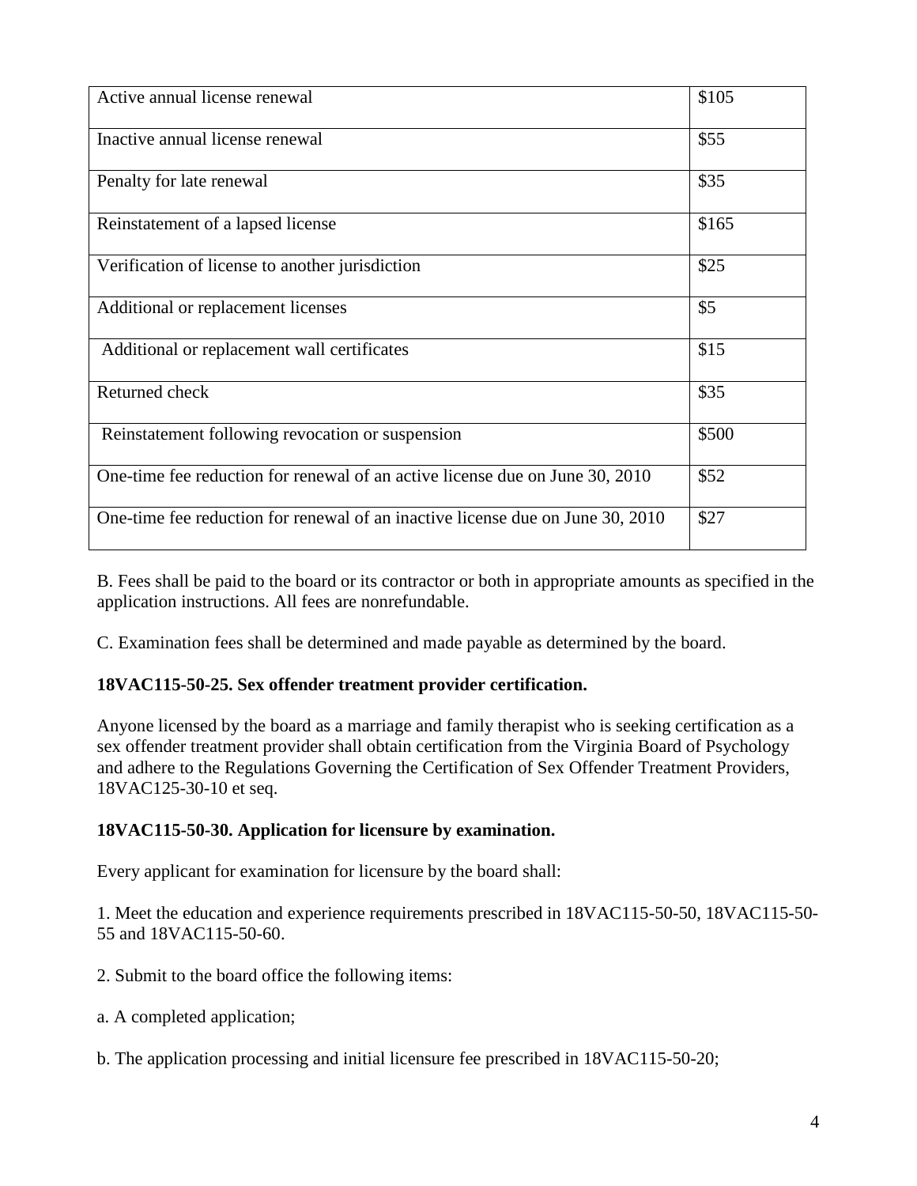| Active annual license renewal | $105 |
|---|---|
| Inactive annual license renewal | $55 |
| Penalty for late renewal | $35 |
| Reinstatement of a lapsed license | $165 |
| Verification of license to another jurisdiction | $25 |
| Additional or replacement licenses | $5 |
| Additional or replacement wall certificates | $15 |
| Returned check | $35 |
| Reinstatement following revocation or suspension | $500 |
| One-time fee reduction for renewal of an active license due on June 30, 2010 | $52 |
| One-time fee reduction for renewal of an inactive license due on June 30, 2010 | $27 |

B. Fees shall be paid to the board or its contractor or both in appropriate amounts as specified in the application instructions. All fees are nonrefundable.

C. Examination fees shall be determined and made payable as determined by the board.

**18VAC115-50-25. Sex offender treatment provider certification.**

Anyone licensed by the board as a marriage and family therapist who is seeking certification as a sex offender treatment provider shall obtain certification from the Virginia Board of Psychology and adhere to the Regulations Governing the Certification of Sex Offender Treatment Providers, 18VAC125-30-10 et seq.

**18VAC115-50-30. Application for licensure by examination.**

Every applicant for examination for licensure by the board shall:

1. Meet the education and experience requirements prescribed in 18VAC115-50-50, 18VAC115-50-55 and 18VAC115-50-60.

2. Submit to the board office the following items:

a. A completed application;

b. The application processing and initial licensure fee prescribed in 18VAC115-50-20;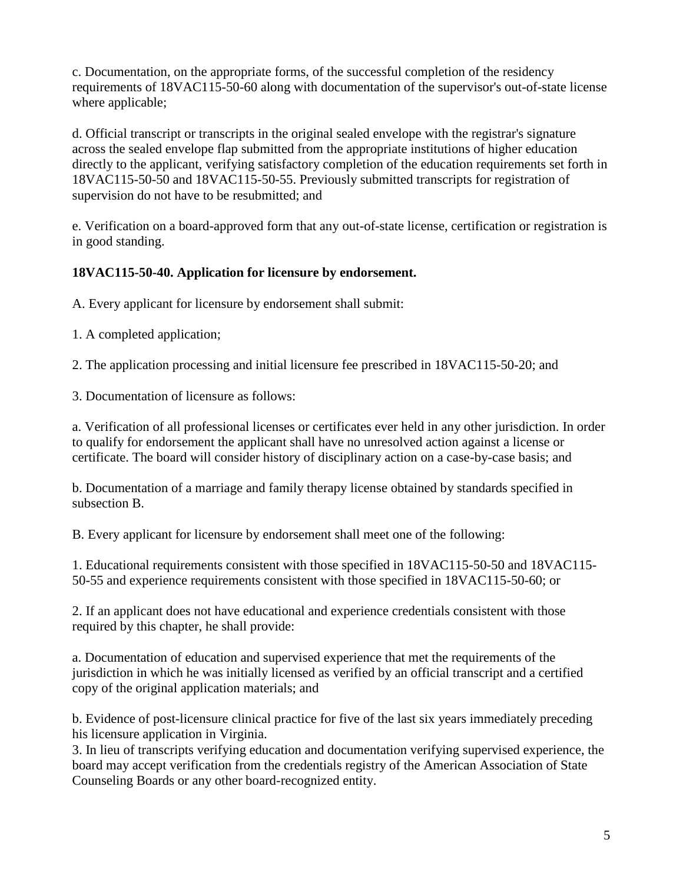c. Documentation, on the appropriate forms, of the successful completion of the residency requirements of 18VAC115-50-60 along with documentation of the supervisor's out-of-state license where applicable;

d. Official transcript or transcripts in the original sealed envelope with the registrar's signature across the sealed envelope flap submitted from the appropriate institutions of higher education directly to the applicant, verifying satisfactory completion of the education requirements set forth in 18VAC115-50-50 and 18VAC115-50-55. Previously submitted transcripts for registration of supervision do not have to be resubmitted; and

e. Verification on a board-approved form that any out-of-state license, certification or registration is in good standing.

**18VAC115-50-40. Application for licensure by endorsement.**

A. Every applicant for licensure by endorsement shall submit:

1. A completed application;

2. The application processing and initial licensure fee prescribed in 18VAC115-50-20; and

3. Documentation of licensure as follows:

a. Verification of all professional licenses or certificates ever held in any other jurisdiction. In order to qualify for endorsement the applicant shall have no unresolved action against a license or certificate. The board will consider history of disciplinary action on a case-by-case basis; and

b. Documentation of a marriage and family therapy license obtained by standards specified in subsection B.

B. Every applicant for licensure by endorsement shall meet one of the following:

1. Educational requirements consistent with those specified in 18VAC115-50-50 and 18VAC115-50-55 and experience requirements consistent with those specified in 18VAC115-50-60; or

2. If an applicant does not have educational and experience credentials consistent with those required by this chapter, he shall provide:

a. Documentation of education and supervised experience that met the requirements of the jurisdiction in which he was initially licensed as verified by an official transcript and a certified copy of the original application materials; and

b. Evidence of post-licensure clinical practice for five of the last six years immediately preceding his licensure application in Virginia.

3. In lieu of transcripts verifying education and documentation verifying supervised experience, the board may accept verification from the credentials registry of the American Association of State Counseling Boards or any other board-recognized entity.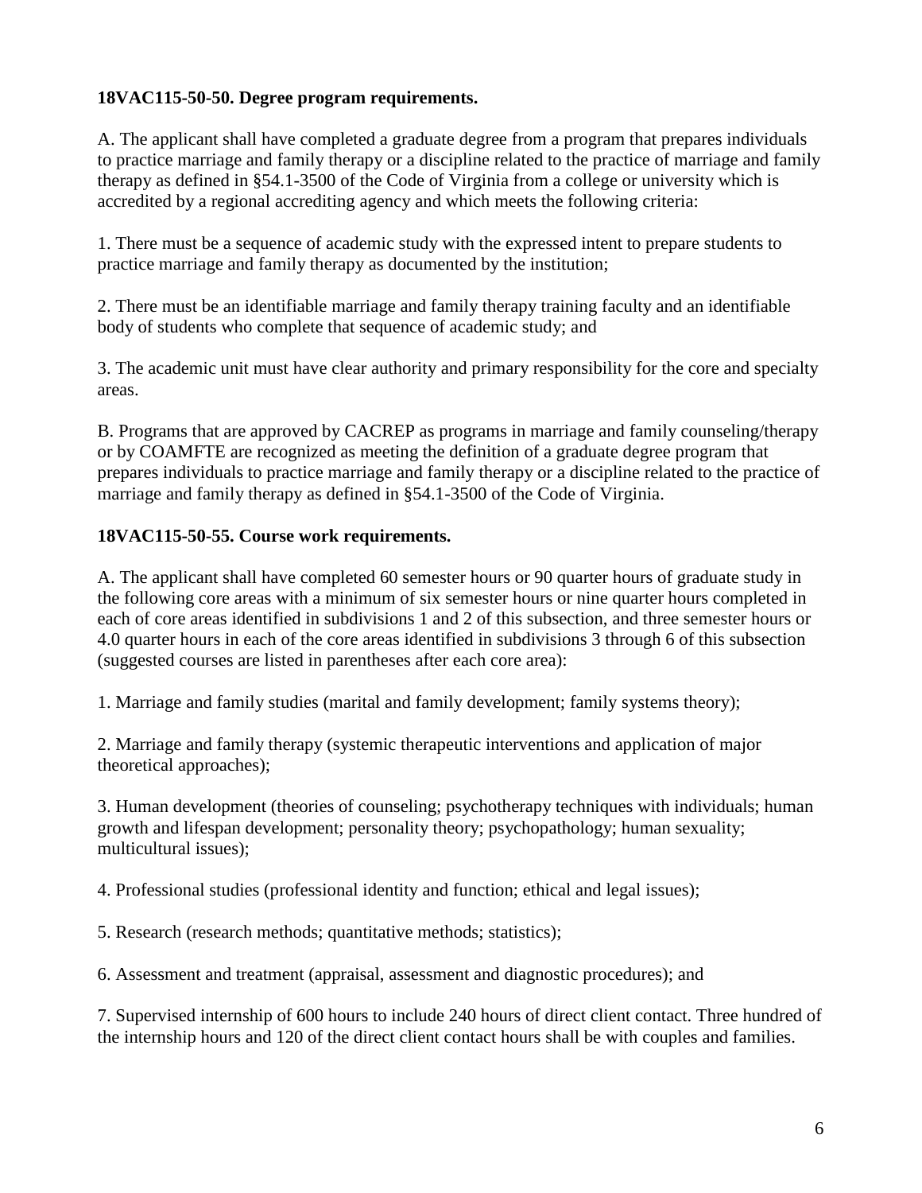**18VAC115-50-50. Degree program requirements.**

A. The applicant shall have completed a graduate degree from a program that prepares individuals to practice marriage and family therapy or a discipline related to the practice of marriage and family therapy as defined in §54.1-3500 of the Code of Virginia from a college or university which is accredited by a regional accrediting agency and which meets the following criteria:

1. There must be a sequence of academic study with the expressed intent to prepare students to practice marriage and family therapy as documented by the institution;

2. There must be an identifiable marriage and family therapy training faculty and an identifiable body of students who complete that sequence of academic study; and

3. The academic unit must have clear authority and primary responsibility for the core and specialty areas.

B. Programs that are approved by CACREP as programs in marriage and family counseling/therapy or by COAMFTE are recognized as meeting the definition of a graduate degree program that prepares individuals to practice marriage and family therapy or a discipline related to the practice of marriage and family therapy as defined in §54.1-3500 of the Code of Virginia.

**18VAC115-50-55. Course work requirements.**

A. The applicant shall have completed 60 semester hours or 90 quarter hours of graduate study in the following core areas with a minimum of six semester hours or nine quarter hours completed in each of core areas identified in subdivisions 1 and 2 of this subsection, and three semester hours or 4.0 quarter hours in each of the core areas identified in subdivisions 3 through 6 of this subsection (suggested courses are listed in parentheses after each core area):

1. Marriage and family studies (marital and family development; family systems theory);

2. Marriage and family therapy (systemic therapeutic interventions and application of major theoretical approaches);

3. Human development (theories of counseling; psychotherapy techniques with individuals; human growth and lifespan development; personality theory; psychopathology; human sexuality; multicultural issues);

4. Professional studies (professional identity and function; ethical and legal issues);

5. Research (research methods; quantitative methods; statistics);

6. Assessment and treatment (appraisal, assessment and diagnostic procedures); and

7. Supervised internship of 600 hours to include 240 hours of direct client contact. Three hundred of the internship hours and 120 of the direct client contact hours shall be with couples and families.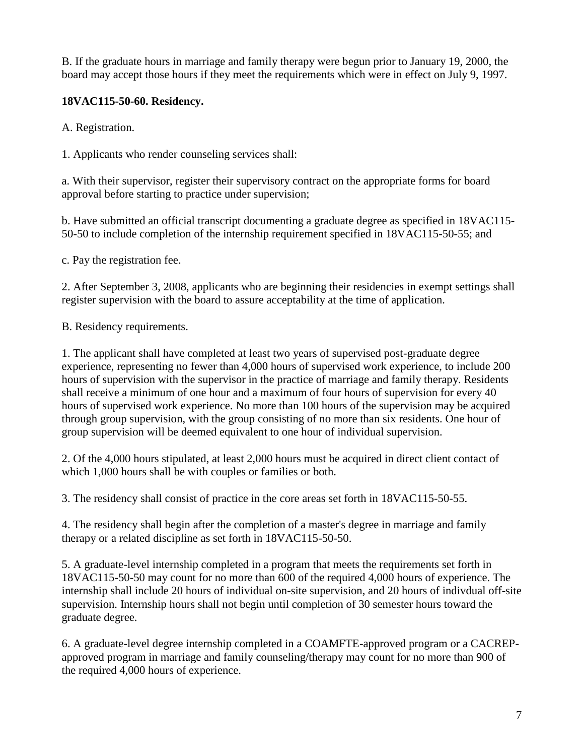B. If the graduate hours in marriage and family therapy were begun prior to January 19, 2000, the board may accept those hours if they meet the requirements which were in effect on July 9, 1997.

**18VAC115-50-60. Residency.**

A. Registration.

1. Applicants who render counseling services shall:

a. With their supervisor, register their supervisory contract on the appropriate forms for board approval before starting to practice under supervision;

b. Have submitted an official transcript documenting a graduate degree as specified in 18VAC115-50-50 to include completion of the internship requirement specified in 18VAC115-50-55; and

c. Pay the registration fee.

2. After September 3, 2008, applicants who are beginning their residencies in exempt settings shall register supervision with the board to assure acceptability at the time of application.

B. Residency requirements.

1. The applicant shall have completed at least two years of supervised post-graduate degree experience, representing no fewer than 4,000 hours of supervised work experience, to include 200 hours of supervision with the supervisor in the practice of marriage and family therapy. Residents shall receive a minimum of one hour and a maximum of four hours of supervision for every 40 hours of supervised work experience. No more than 100 hours of the supervision may be acquired through group supervision, with the group consisting of no more than six residents. One hour of group supervision will be deemed equivalent to one hour of individual supervision.

2. Of the 4,000 hours stipulated, at least 2,000 hours must be acquired in direct client contact of which 1,000 hours shall be with couples or families or both.

3. The residency shall consist of practice in the core areas set forth in 18VAC115-50-55.

4. The residency shall begin after the completion of a master's degree in marriage and family therapy or a related discipline as set forth in 18VAC115-50-50.

5. A graduate-level internship completed in a program that meets the requirements set forth in 18VAC115-50-50 may count for no more than 600 of the required 4,000 hours of experience. The internship shall include 20 hours of individual on-site supervision, and 20 hours of indivdual off-site supervision. Internship hours shall not begin until completion of 30 semester hours toward the graduate degree.

6. A graduate-level degree internship completed in a COAMFTE-approved program or a CACREP-approved program in marriage and family counseling/therapy may count for no more than 900 of the required 4,000 hours of experience.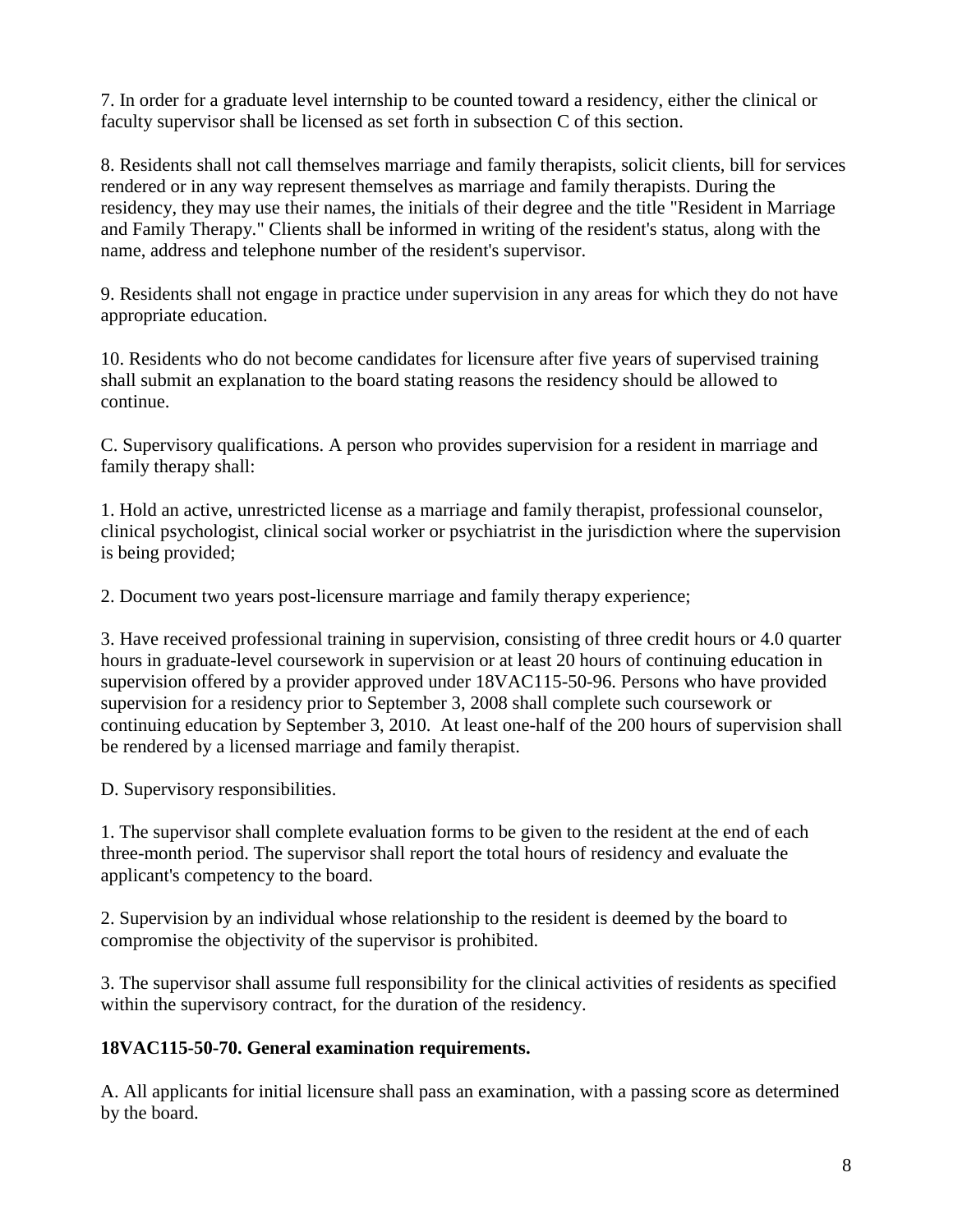7. In order for a graduate level internship to be counted toward a residency, either the clinical or faculty supervisor shall be licensed as set forth in subsection C of this section.

8. Residents shall not call themselves marriage and family therapists, solicit clients, bill for services rendered or in any way represent themselves as marriage and family therapists. During the residency, they may use their names, the initials of their degree and the title "Resident in Marriage and Family Therapy." Clients shall be informed in writing of the resident's status, along with the name, address and telephone number of the resident's supervisor.

9. Residents shall not engage in practice under supervision in any areas for which they do not have appropriate education.

10. Residents who do not become candidates for licensure after five years of supervised training shall submit an explanation to the board stating reasons the residency should be allowed to continue.

C. Supervisory qualifications. A person who provides supervision for a resident in marriage and family therapy shall:

1. Hold an active, unrestricted license as a marriage and family therapist, professional counselor, clinical psychologist, clinical social worker or psychiatrist in the jurisdiction where the supervision is being provided;

2. Document two years post-licensure marriage and family therapy experience;

3. Have received professional training in supervision, consisting of three credit hours or 4.0 quarter hours in graduate-level coursework in supervision or at least 20 hours of continuing education in supervision offered by a provider approved under 18VAC115-50-96. Persons who have provided supervision for a residency prior to September 3, 2008 shall complete such coursework or continuing education by September 3, 2010. At least one-half of the 200 hours of supervision shall be rendered by a licensed marriage and family therapist.

D. Supervisory responsibilities.

1. The supervisor shall complete evaluation forms to be given to the resident at the end of each three-month period. The supervisor shall report the total hours of residency and evaluate the applicant's competency to the board.

2. Supervision by an individual whose relationship to the resident is deemed by the board to compromise the objectivity of the supervisor is prohibited.

3. The supervisor shall assume full responsibility for the clinical activities of residents as specified within the supervisory contract, for the duration of the residency.

**18VAC115-50-70. General examination requirements.**

A. All applicants for initial licensure shall pass an examination, with a passing score as determined by the board.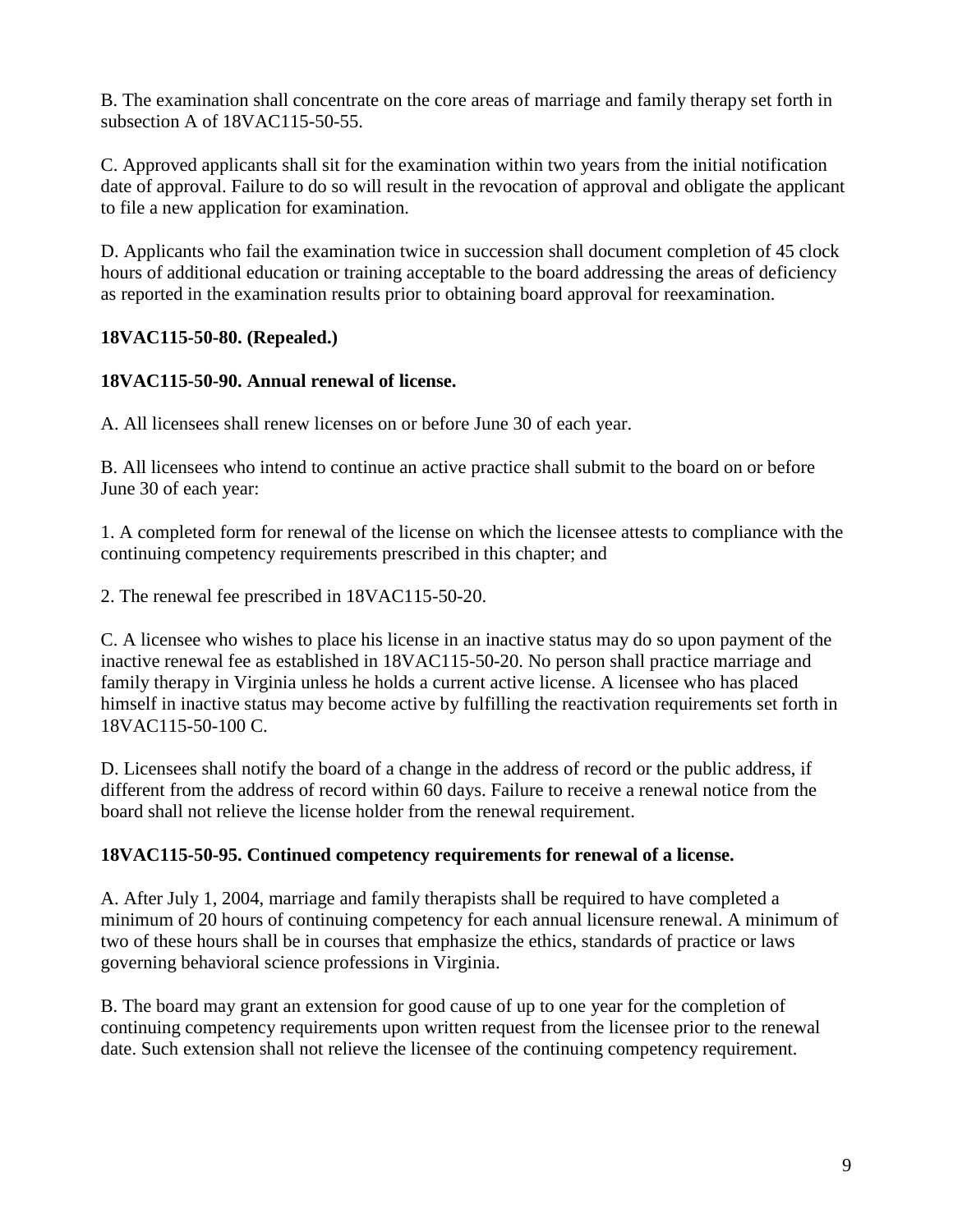B. The examination shall concentrate on the core areas of marriage and family therapy set forth in subsection A of 18VAC115-50-55.

C. Approved applicants shall sit for the examination within two years from the initial notification date of approval. Failure to do so will result in the revocation of approval and obligate the applicant to file a new application for examination.

D. Applicants who fail the examination twice in succession shall document completion of 45 clock hours of additional education or training acceptable to the board addressing the areas of deficiency as reported in the examination results prior to obtaining board approval for reexamination.

**18VAC115-50-80. (Repealed.)**

**18VAC115-50-90. Annual renewal of license.**

A. All licensees shall renew licenses on or before June 30 of each year.

B. All licensees who intend to continue an active practice shall submit to the board on or before June 30 of each year:

1. A completed form for renewal of the license on which the licensee attests to compliance with the continuing competency requirements prescribed in this chapter; and

2. The renewal fee prescribed in 18VAC115-50-20.

C. A licensee who wishes to place his license in an inactive status may do so upon payment of the inactive renewal fee as established in 18VAC115-50-20. No person shall practice marriage and family therapy in Virginia unless he holds a current active license. A licensee who has placed himself in inactive status may become active by fulfilling the reactivation requirements set forth in 18VAC115-50-100 C.

D. Licensees shall notify the board of a change in the address of record or the public address, if different from the address of record within 60 days. Failure to receive a renewal notice from the board shall not relieve the license holder from the renewal requirement.

**18VAC115-50-95. Continued competency requirements for renewal of a license.**

A. After July 1, 2004, marriage and family therapists shall be required to have completed a minimum of 20 hours of continuing competency for each annual licensure renewal. A minimum of two of these hours shall be in courses that emphasize the ethics, standards of practice or laws governing behavioral science professions in Virginia.

B. The board may grant an extension for good cause of up to one year for the completion of continuing competency requirements upon written request from the licensee prior to the renewal date. Such extension shall not relieve the licensee of the continuing competency requirement.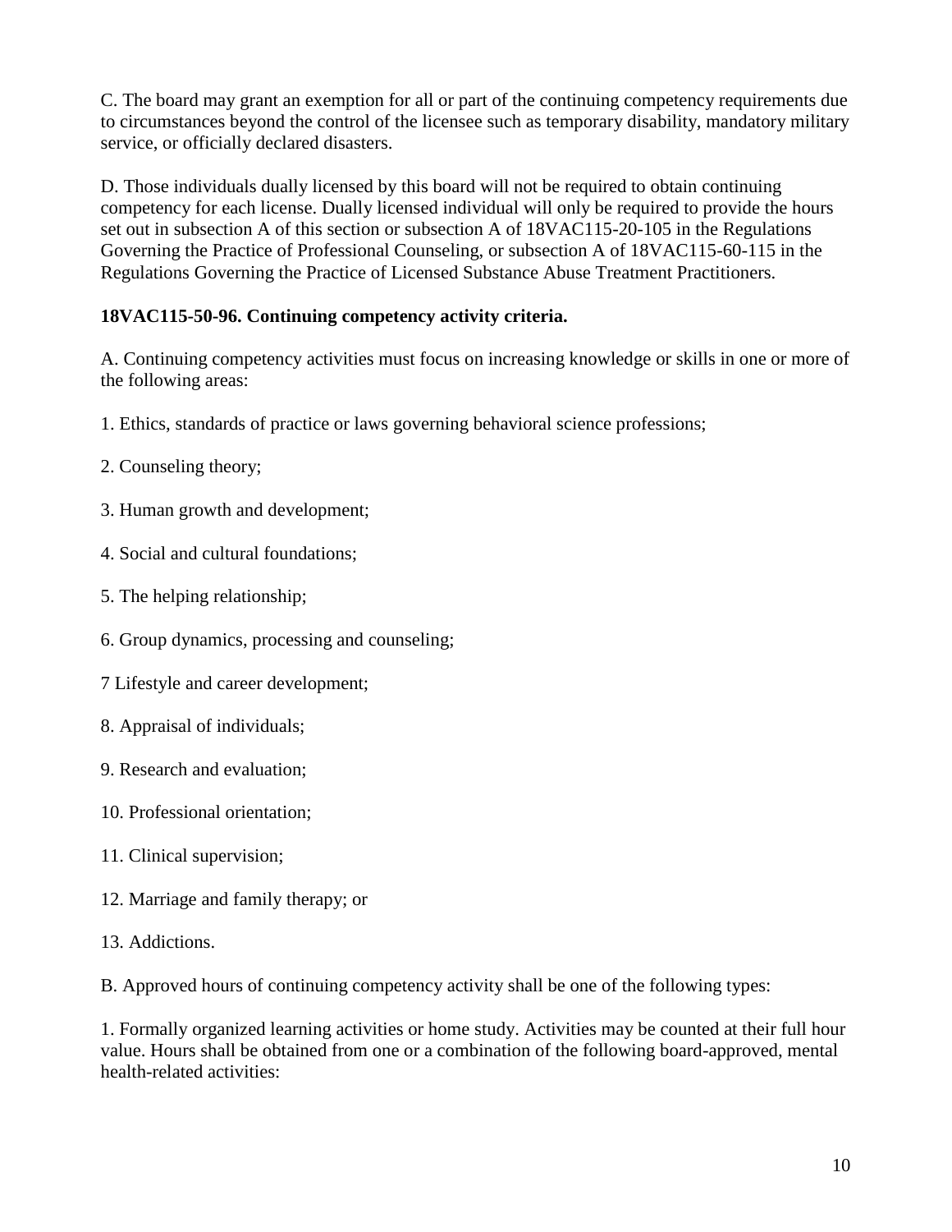C. The board may grant an exemption for all or part of the continuing competency requirements due to circumstances beyond the control of the licensee such as temporary disability, mandatory military service, or officially declared disasters.

D. Those individuals dually licensed by this board will not be required to obtain continuing competency for each license. Dually licensed individual will only be required to provide the hours set out in subsection A of this section or subsection A of 18VAC115-20-105 in the Regulations Governing the Practice of Professional Counseling, or subsection A of 18VAC115-60-115 in the Regulations Governing the Practice of Licensed Substance Abuse Treatment Practitioners.

**18VAC115-50-96. Continuing competency activity criteria.**

A. Continuing competency activities must focus on increasing knowledge or skills in one or more of the following areas:

1. Ethics, standards of practice or laws governing behavioral science professions;

2. Counseling theory;

3. Human growth and development;

4. Social and cultural foundations;

5. The helping relationship;

6. Group dynamics, processing and counseling;

7 Lifestyle and career development;

8. Appraisal of individuals;

9. Research and evaluation;

10. Professional orientation;

11. Clinical supervision;

12. Marriage and family therapy; or

13. Addictions.

B. Approved hours of continuing competency activity shall be one of the following types:

1. Formally organized learning activities or home study. Activities may be counted at their full hour value. Hours shall be obtained from one or a combination of the following board-approved, mental health-related activities: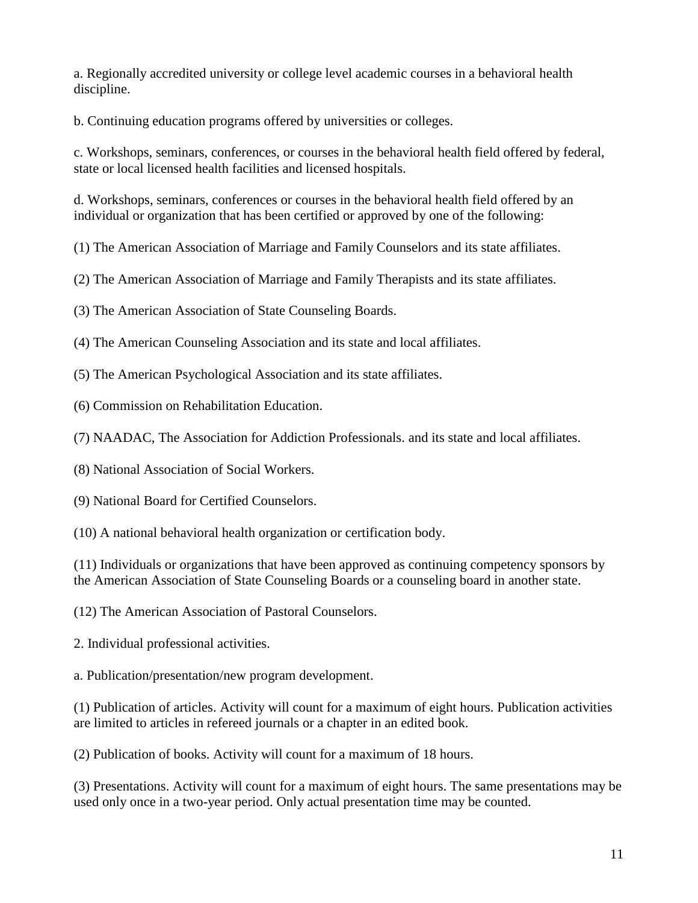a. Regionally accredited university or college level academic courses in a behavioral health discipline.

b. Continuing education programs offered by universities or colleges.

c. Workshops, seminars, conferences, or courses in the behavioral health field offered by federal, state or local licensed health facilities and licensed hospitals.

d. Workshops, seminars, conferences or courses in the behavioral health field offered by an individual or organization that has been certified or approved by one of the following:

(1) The American Association of Marriage and Family Counselors and its state affiliates.

(2) The American Association of Marriage and Family Therapists and its state affiliates.

(3) The American Association of State Counseling Boards.

(4) The American Counseling Association and its state and local affiliates.

(5) The American Psychological Association and its state affiliates.

(6) Commission on Rehabilitation Education.

(7) NAADAC, The Association for Addiction Professionals. and its state and local affiliates.

(8) National Association of Social Workers.

(9) National Board for Certified Counselors.

(10) A national behavioral health organization or certification body.

(11) Individuals or organizations that have been approved as continuing competency sponsors by the American Association of State Counseling Boards or a counseling board in another state.

(12) The American Association of Pastoral Counselors.

2. Individual professional activities.

a. Publication/presentation/new program development.

(1) Publication of articles. Activity will count for a maximum of eight hours. Publication activities are limited to articles in refereed journals or a chapter in an edited book.

(2) Publication of books. Activity will count for a maximum of 18 hours.

(3) Presentations. Activity will count for a maximum of eight hours. The same presentations may be used only once in a two-year period. Only actual presentation time may be counted.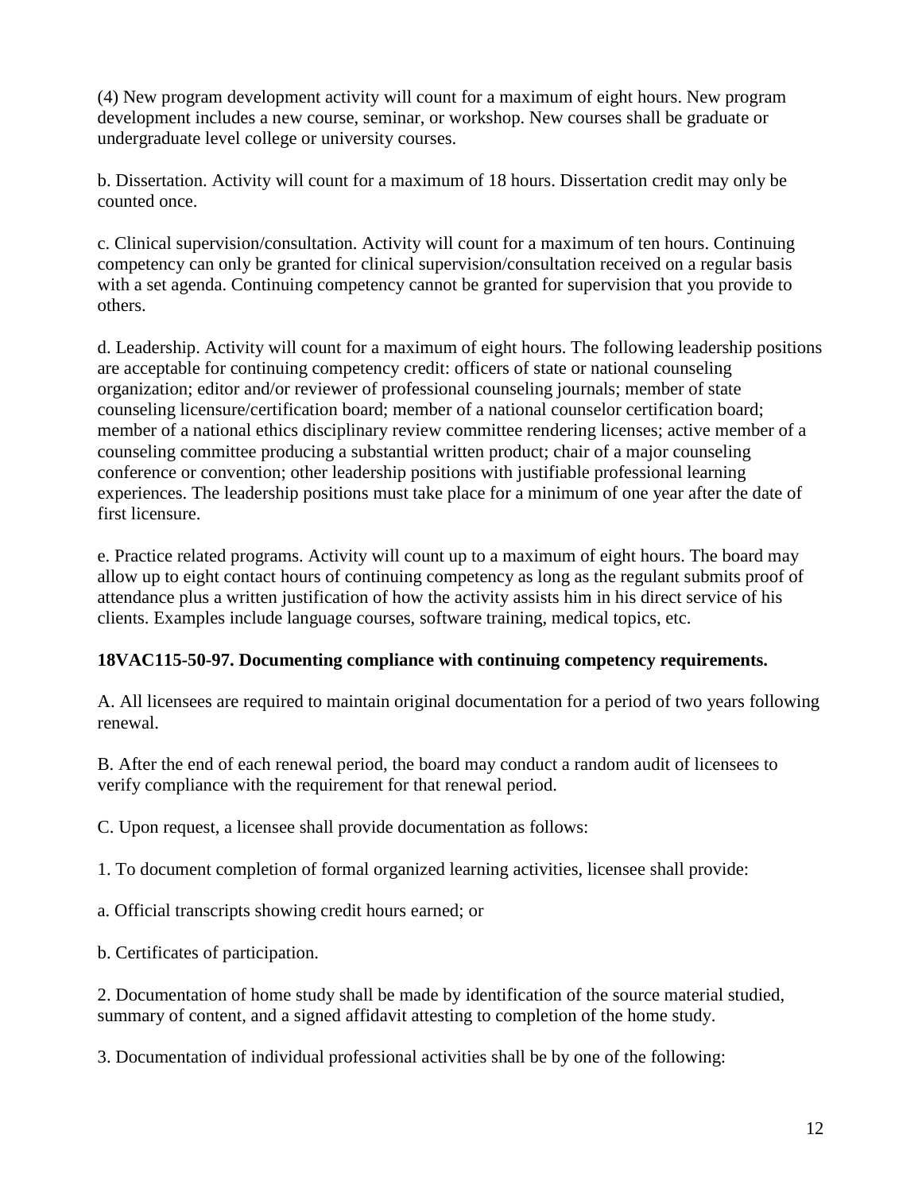(4) New program development activity will count for a maximum of eight hours. New program development includes a new course, seminar, or workshop. New courses shall be graduate or undergraduate level college or university courses.

b. Dissertation. Activity will count for a maximum of 18 hours. Dissertation credit may only be counted once.

c. Clinical supervision/consultation. Activity will count for a maximum of ten hours. Continuing competency can only be granted for clinical supervision/consultation received on a regular basis with a set agenda. Continuing competency cannot be granted for supervision that you provide to others.

d. Leadership. Activity will count for a maximum of eight hours. The following leadership positions are acceptable for continuing competency credit: officers of state or national counseling organization; editor and/or reviewer of professional counseling journals; member of state counseling licensure/certification board; member of a national counselor certification board; member of a national ethics disciplinary review committee rendering licenses; active member of a counseling committee producing a substantial written product; chair of a major counseling conference or convention; other leadership positions with justifiable professional learning experiences. The leadership positions must take place for a minimum of one year after the date of first licensure.

e. Practice related programs. Activity will count up to a maximum of eight hours. The board may allow up to eight contact hours of continuing competency as long as the regulant submits proof of attendance plus a written justification of how the activity assists him in his direct service of his clients. Examples include language courses, software training, medical topics, etc.

**18VAC115-50-97. Documenting compliance with continuing competency requirements.**

A. All licensees are required to maintain original documentation for a period of two years following renewal.

B. After the end of each renewal period, the board may conduct a random audit of licensees to verify compliance with the requirement for that renewal period.

C. Upon request, a licensee shall provide documentation as follows:

1. To document completion of formal organized learning activities, licensee shall provide:

a. Official transcripts showing credit hours earned; or

b. Certificates of participation.

2. Documentation of home study shall be made by identification of the source material studied, summary of content, and a signed affidavit attesting to completion of the home study.

3. Documentation of individual professional activities shall be by one of the following: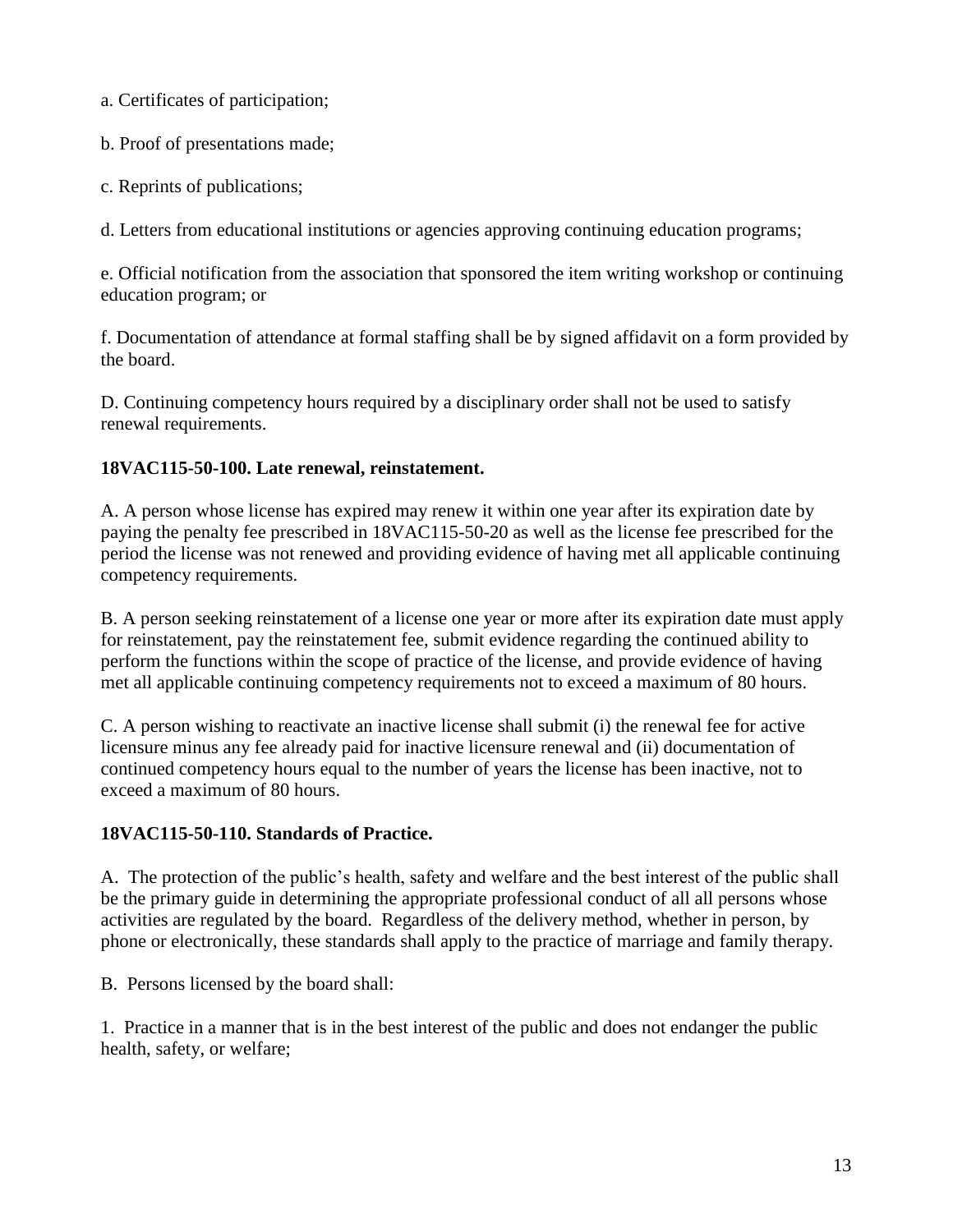a. Certificates of participation;

b. Proof of presentations made;

c. Reprints of publications;

d. Letters from educational institutions or agencies approving continuing education programs;

e. Official notification from the association that sponsored the item writing workshop or continuing education program; or

f. Documentation of attendance at formal staffing shall be by signed affidavit on a form provided by the board.

D. Continuing competency hours required by a disciplinary order shall not be used to satisfy renewal requirements.

**18VAC115-50-100. Late renewal, reinstatement.**

A. A person whose license has expired may renew it within one year after its expiration date by paying the penalty fee prescribed in 18VAC115-50-20 as well as the license fee prescribed for the period the license was not renewed and providing evidence of having met all applicable continuing competency requirements.

B. A person seeking reinstatement of a license one year or more after its expiration date must apply for reinstatement, pay the reinstatement fee, submit evidence regarding the continued ability to perform the functions within the scope of practice of the license, and provide evidence of having met all applicable continuing competency requirements not to exceed a maximum of 80 hours.

C. A person wishing to reactivate an inactive license shall submit (i) the renewal fee for active licensure minus any fee already paid for inactive licensure renewal and (ii) documentation of continued competency hours equal to the number of years the license has been inactive, not to exceed a maximum of 80 hours.

**18VAC115-50-110. Standards of Practice.**

A. The protection of the public's health, safety and welfare and the best interest of the public shall be the primary guide in determining the appropriate professional conduct of all all persons whose activities are regulated by the board. Regardless of the delivery method, whether in person, by phone or electronically, these standards shall apply to the practice of marriage and family therapy.

B. Persons licensed by the board shall:

1. Practice in a manner that is in the best interest of the public and does not endanger the public health, safety, or welfare;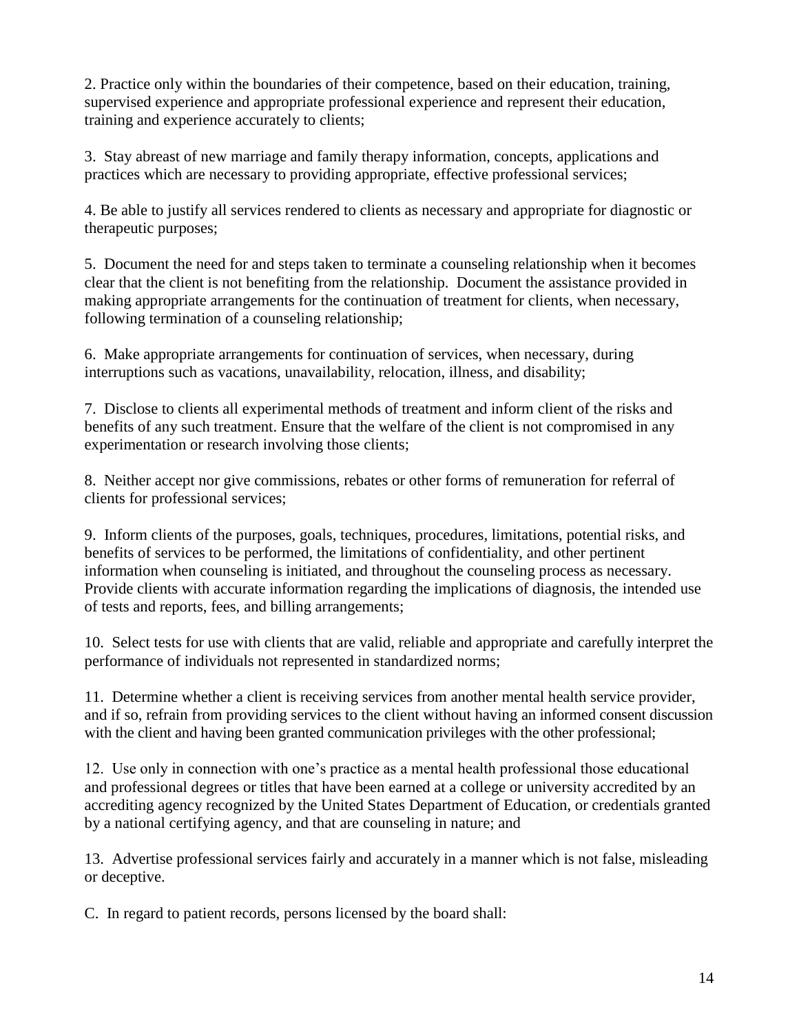2. Practice only within the boundaries of their competence, based on their education, training, supervised experience and appropriate professional experience and represent their education, training and experience accurately to clients;

3. Stay abreast of new marriage and family therapy information, concepts, applications and practices which are necessary to providing appropriate, effective professional services;

4. Be able to justify all services rendered to clients as necessary and appropriate for diagnostic or therapeutic purposes;

5. Document the need for and steps taken to terminate a counseling relationship when it becomes clear that the client is not benefiting from the relationship. Document the assistance provided in making appropriate arrangements for the continuation of treatment for clients, when necessary, following termination of a counseling relationship;

6. Make appropriate arrangements for continuation of services, when necessary, during interruptions such as vacations, unavailability, relocation, illness, and disability;

7. Disclose to clients all experimental methods of treatment and inform client of the risks and benefits of any such treatment. Ensure that the welfare of the client is not compromised in any experimentation or research involving those clients;

8. Neither accept nor give commissions, rebates or other forms of remuneration for referral of clients for professional services;

9. Inform clients of the purposes, goals, techniques, procedures, limitations, potential risks, and benefits of services to be performed, the limitations of confidentiality, and other pertinent information when counseling is initiated, and throughout the counseling process as necessary. Provide clients with accurate information regarding the implications of diagnosis, the intended use of tests and reports, fees, and billing arrangements;

10. Select tests for use with clients that are valid, reliable and appropriate and carefully interpret the performance of individuals not represented in standardized norms;

11. Determine whether a client is receiving services from another mental health service provider, and if so, refrain from providing services to the client without having an informed consent discussion with the client and having been granted communication privileges with the other professional;

12. Use only in connection with one's practice as a mental health professional those educational and professional degrees or titles that have been earned at a college or university accredited by an accrediting agency recognized by the United States Department of Education, or credentials granted by a national certifying agency, and that are counseling in nature; and

13. Advertise professional services fairly and accurately in a manner which is not false, misleading or deceptive.

C. In regard to patient records, persons licensed by the board shall: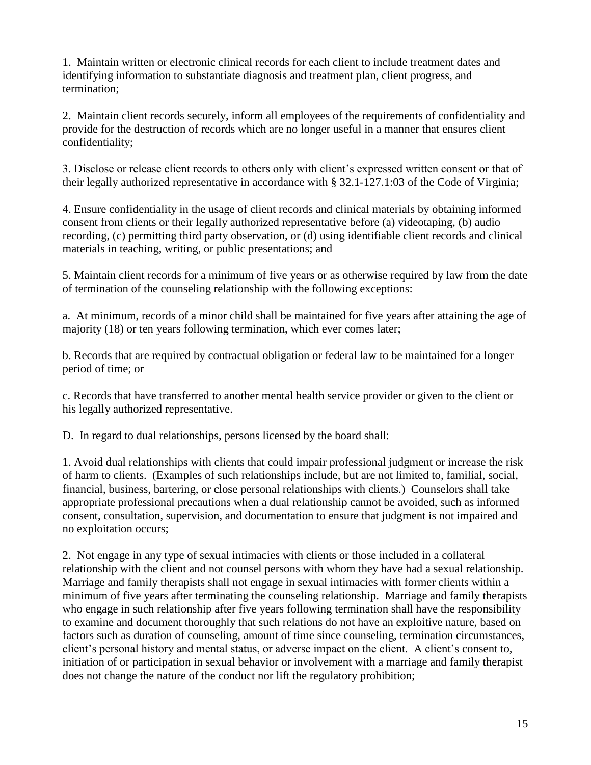1. Maintain written or electronic clinical records for each client to include treatment dates and identifying information to substantiate diagnosis and treatment plan, client progress, and termination;

2. Maintain client records securely, inform all employees of the requirements of confidentiality and provide for the destruction of records which are no longer useful in a manner that ensures client confidentiality;

3. Disclose or release client records to others only with client's expressed written consent or that of their legally authorized representative in accordance with § 32.1-127.1:03 of the Code of Virginia;

4. Ensure confidentiality in the usage of client records and clinical materials by obtaining informed consent from clients or their legally authorized representative before (a) videotaping, (b) audio recording, (c) permitting third party observation, or (d) using identifiable client records and clinical materials in teaching, writing, or public presentations; and

5. Maintain client records for a minimum of five years or as otherwise required by law from the date of termination of the counseling relationship with the following exceptions:

a. At minimum, records of a minor child shall be maintained for five years after attaining the age of majority (18) or ten years following termination, which ever comes later;

b. Records that are required by contractual obligation or federal law to be maintained for a longer period of time; or

c. Records that have transferred to another mental health service provider or given to the client or his legally authorized representative.

D. In regard to dual relationships, persons licensed by the board shall:

1. Avoid dual relationships with clients that could impair professional judgment or increase the risk of harm to clients. (Examples of such relationships include, but are not limited to, familial, social, financial, business, bartering, or close personal relationships with clients.) Counselors shall take appropriate professional precautions when a dual relationship cannot be avoided, such as informed consent, consultation, supervision, and documentation to ensure that judgment is not impaired and no exploitation occurs;

2. Not engage in any type of sexual intimacies with clients or those included in a collateral relationship with the client and not counsel persons with whom they have had a sexual relationship. Marriage and family therapists shall not engage in sexual intimacies with former clients within a minimum of five years after terminating the counseling relationship. Marriage and family therapists who engage in such relationship after five years following termination shall have the responsibility to examine and document thoroughly that such relations do not have an exploitive nature, based on factors such as duration of counseling, amount of time since counseling, termination circumstances, client's personal history and mental status, or adverse impact on the client. A client's consent to, initiation of or participation in sexual behavior or involvement with a marriage and family therapist does not change the nature of the conduct nor lift the regulatory prohibition;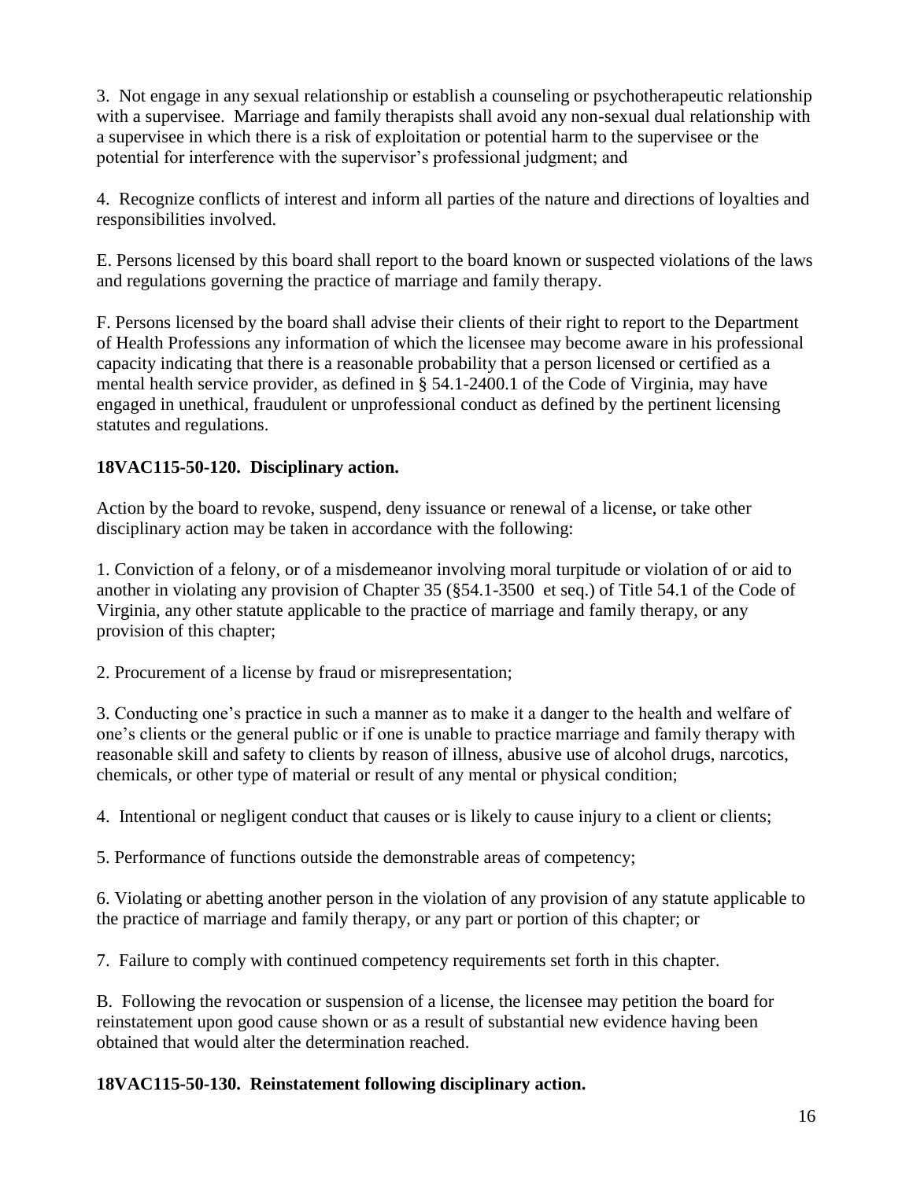3. Not engage in any sexual relationship or establish a counseling or psychotherapeutic relationship with a supervisee. Marriage and family therapists shall avoid any non-sexual dual relationship with a supervisee in which there is a risk of exploitation or potential harm to the supervisee or the potential for interference with the supervisor's professional judgment; and

4. Recognize conflicts of interest and inform all parties of the nature and directions of loyalties and responsibilities involved.

E. Persons licensed by this board shall report to the board known or suspected violations of the laws and regulations governing the practice of marriage and family therapy.

F. Persons licensed by the board shall advise their clients of their right to report to the Department of Health Professions any information of which the licensee may become aware in his professional capacity indicating that there is a reasonable probability that a person licensed or certified as a mental health service provider, as defined in § 54.1-2400.1 of the Code of Virginia, may have engaged in unethical, fraudulent or unprofessional conduct as defined by the pertinent licensing statutes and regulations.

**18VAC115-50-120. Disciplinary action.**

Action by the board to revoke, suspend, deny issuance or renewal of a license, or take other disciplinary action may be taken in accordance with the following:

1. Conviction of a felony, or of a misdemeanor involving moral turpitude or violation of or aid to another in violating any provision of Chapter 35 (§54.1-3500 et seq.) of Title 54.1 of the Code of Virginia, any other statute applicable to the practice of marriage and family therapy, or any provision of this chapter;

2. Procurement of a license by fraud or misrepresentation;

3. Conducting one's practice in such a manner as to make it a danger to the health and welfare of one's clients or the general public or if one is unable to practice marriage and family therapy with reasonable skill and safety to clients by reason of illness, abusive use of alcohol drugs, narcotics, chemicals, or other type of material or result of any mental or physical condition;

4. Intentional or negligent conduct that causes or is likely to cause injury to a client or clients;

5. Performance of functions outside the demonstrable areas of competency;

6. Violating or abetting another person in the violation of any provision of any statute applicable to the practice of marriage and family therapy, or any part or portion of this chapter; or

7. Failure to comply with continued competency requirements set forth in this chapter.

B. Following the revocation or suspension of a license, the licensee may petition the board for reinstatement upon good cause shown or as a result of substantial new evidence having been obtained that would alter the determination reached.

**18VAC115-50-130. Reinstatement following disciplinary action.**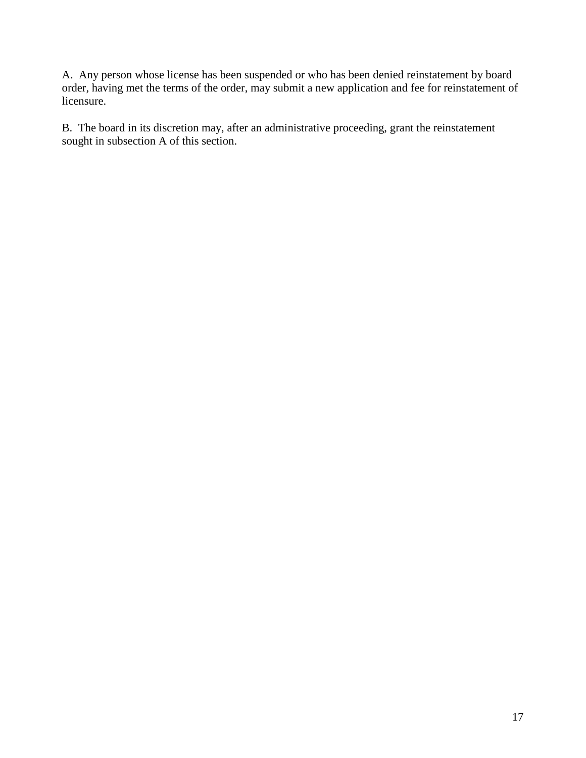A. Any person whose license has been suspended or who has been denied reinstatement by board order, having met the terms of the order, may submit a new application and fee for reinstatement of licensure.

B. The board in its discretion may, after an administrative proceeding, grant the reinstatement sought in subsection A of this section.